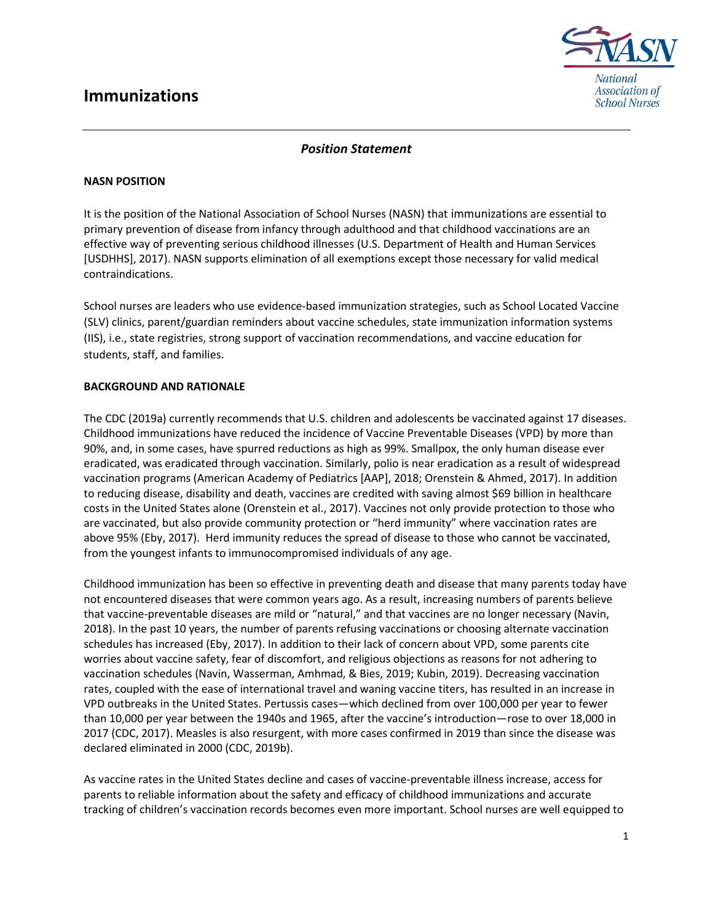# Immunizations

*Position Statement*

**NASN POSITION**

It is the position of the National Association of School Nurses (NASN) that immunizations are essential to primary prevention of disease from infancy through adulthood and that childhood vaccinations are an effective way of preventing serious childhood illnesses (U.S. Department of Health and Human Services [USDHHS], 2017). NASN supports elimination of all exemptions except those necessary for valid medical contraindications.

School nurses are leaders who use evidence-based immunization strategies, such as School Located Vaccine (SLV) clinics, parent/guardian reminders about vaccine schedules, state immunization information systems (IIS), i.e., state registries, strong support of vaccination recommendations, and vaccine education for students, staff, and families.

**BACKGROUND AND RATIONALE**

The CDC (2019a) currently recommends that U.S. children and adolescents be vaccinated against 17 diseases. Childhood immunizations have reduced the incidence of Vaccine Preventable Diseases (VPD) by more than 90%, and, in some cases, have spurred reductions as high as 99%. Smallpox, the only human disease ever eradicated, was eradicated through vaccination. Similarly, polio is near eradication as a result of widespread vaccination programs (American Academy of Pediatrics [AAP], 2018; Orenstein & Ahmed, 2017). In addition to reducing disease, disability and death, vaccines are credited with saving almost $69 billion in healthcare costs in the United States alone (Orenstein et al., 2017). Vaccines not only provide protection to those who are vaccinated, but also provide community protection or "herd immunity" where vaccination rates are above 95% (Eby, 2017). Herd immunity reduces the spread of disease to those who cannot be vaccinated, from the youngest infants to immunocompromised individuals of any age.

Childhood immunization has been so effective in preventing death and disease that many parents today have not encountered diseases that were common years ago. As a result, increasing numbers of parents believe that vaccine-preventable diseases are mild or "natural," and that vaccines are no longer necessary (Navin, 2018). In the past 10 years, the number of parents refusing vaccinations or choosing alternate vaccination schedules has increased (Eby, 2017). In addition to their lack of concern about VPD, some parents cite worries about vaccine safety, fear of discomfort, and religious objections as reasons for not adhering to vaccination schedules (Navin, Wasserman, Amhmad, & Bies, 2019; Kubin, 2019). Decreasing vaccination rates, coupled with the ease of international travel and waning vaccine titers, has resulted in an increase in VPD outbreaks in the United States. Pertussis cases—which declined from over 100,000 per year to fewer than 10,000 per year between the 1940s and 1965, after the vaccine's introduction—rose to over 18,000 in 2017 (CDC, 2017). Measles is also resurgent, with more cases confirmed in 2019 than since the disease was declared eliminated in 2000 (CDC, 2019b).

As vaccine rates in the United States decline and cases of vaccine-preventable illness increase, access for parents to reliable information about the safety and efficacy of childhood immunizations and accurate tracking of children's vaccination records becomes even more important. School nurses are well equipped to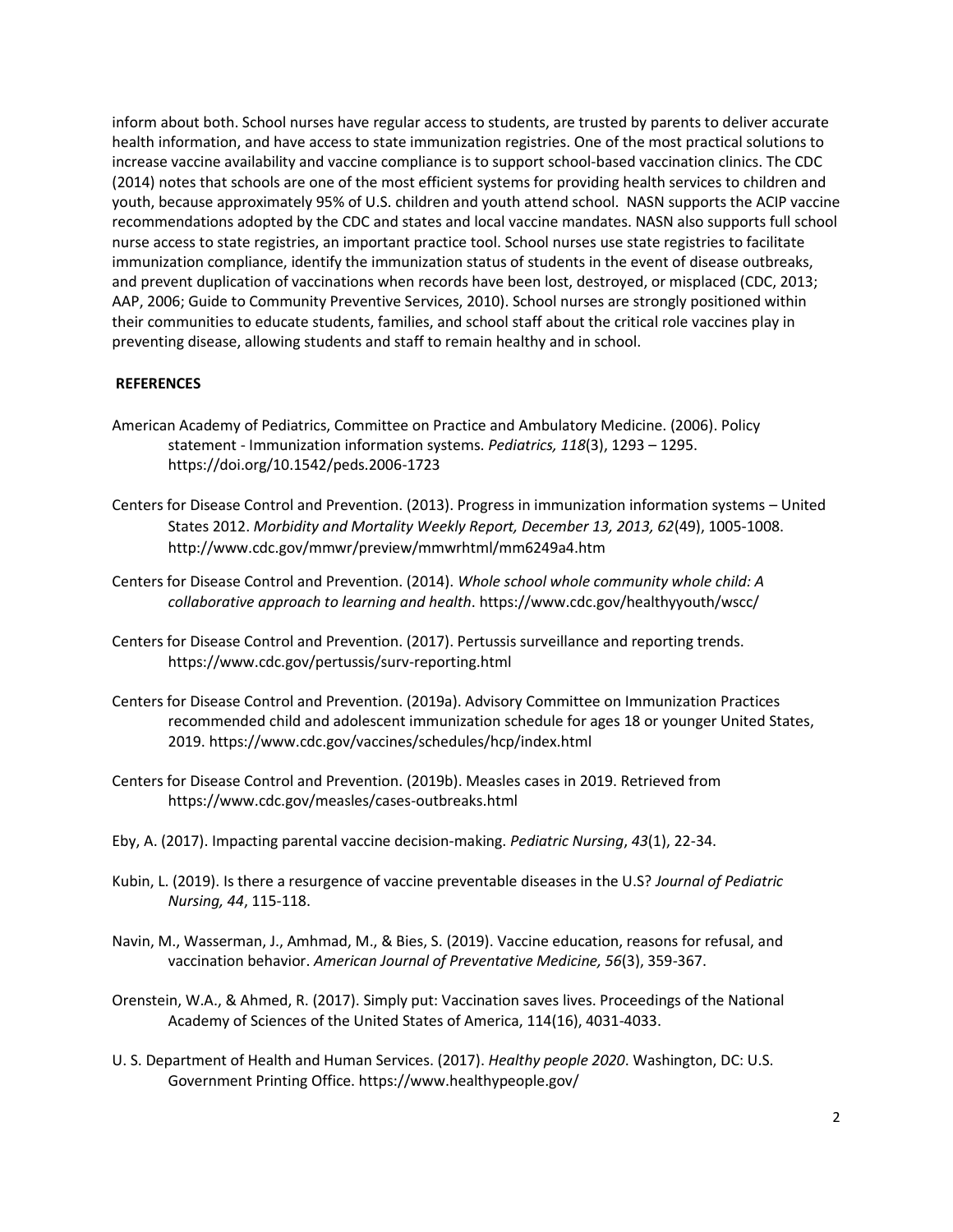inform about both. School nurses have regular access to students, are trusted by parents to deliver accurate health information, and have access to state immunization registries. One of the most practical solutions to increase vaccine availability and vaccine compliance is to support school-based vaccination clinics. The CDC (2014) notes that schools are one of the most efficient systems for providing health services to children and youth, because approximately 95% of U.S. children and youth attend school. NASN supports the ACIP vaccine recommendations adopted by the CDC and states and local vaccine mandates. NASN also supports full school nurse access to state registries, an important practice tool. School nurses use state registries to facilitate immunization compliance, identify the immunization status of students in the event of disease outbreaks, and prevent duplication of vaccinations when records have been lost, destroyed, or misplaced (CDC, 2013; AAP, 2006; Guide to Community Preventive Services, 2010). School nurses are strongly positioned within their communities to educate students, families, and school staff about the critical role vaccines play in preventing disease, allowing students and staff to remain healthy and in school.

## REFERENCES

American Academy of Pediatrics, Committee on Practice and Ambulatory Medicine. (2006). Policy statement - Immunization information systems. *Pediatrics, 118*(3), 1293 – 1295. https://doi.org/10.1542/peds.2006-1723

Centers for Disease Control and Prevention. (2013). Progress in immunization information systems – United States 2012. *Morbidity and Mortality Weekly Report, December 13, 2013, 62*(49), 1005-1008. http://www.cdc.gov/mmwr/preview/mmwrhtml/mm6249a4.htm

Centers for Disease Control and Prevention. (2014). *Whole school whole community whole child: A collaborative approach to learning and health*. https://www.cdc.gov/healthyyouth/wscc/

Centers for Disease Control and Prevention. (2017). Pertussis surveillance and reporting trends. https://www.cdc.gov/pertussis/surv-reporting.html

Centers for Disease Control and Prevention. (2019a). Advisory Committee on Immunization Practices recommended child and adolescent immunization schedule for ages 18 or younger United States, 2019. https://www.cdc.gov/vaccines/schedules/hcp/index.html

Centers for Disease Control and Prevention. (2019b). Measles cases in 2019. Retrieved from https://www.cdc.gov/measles/cases-outbreaks.html

Eby, A. (2017). Impacting parental vaccine decision-making. *Pediatric Nursing*, *43*(1), 22-34.

Kubin, L. (2019). Is there a resurgence of vaccine preventable diseases in the U.S? *Journal of Pediatric Nursing, 44*, 115-118.

Navin, M., Wasserman, J., Amhmad, M., & Bies, S. (2019). Vaccine education, reasons for refusal, and vaccination behavior. *American Journal of Preventative Medicine, 56*(3), 359-367.

Orenstein, W.A., & Ahmed, R. (2017). Simply put: Vaccination saves lives. Proceedings of the National Academy of Sciences of the United States of America, 114(16), 4031-4033.

U. S. Department of Health and Human Services. (2017). *Healthy people 2020*. Washington, DC: U.S. Government Printing Office. https://www.healthypeople.gov/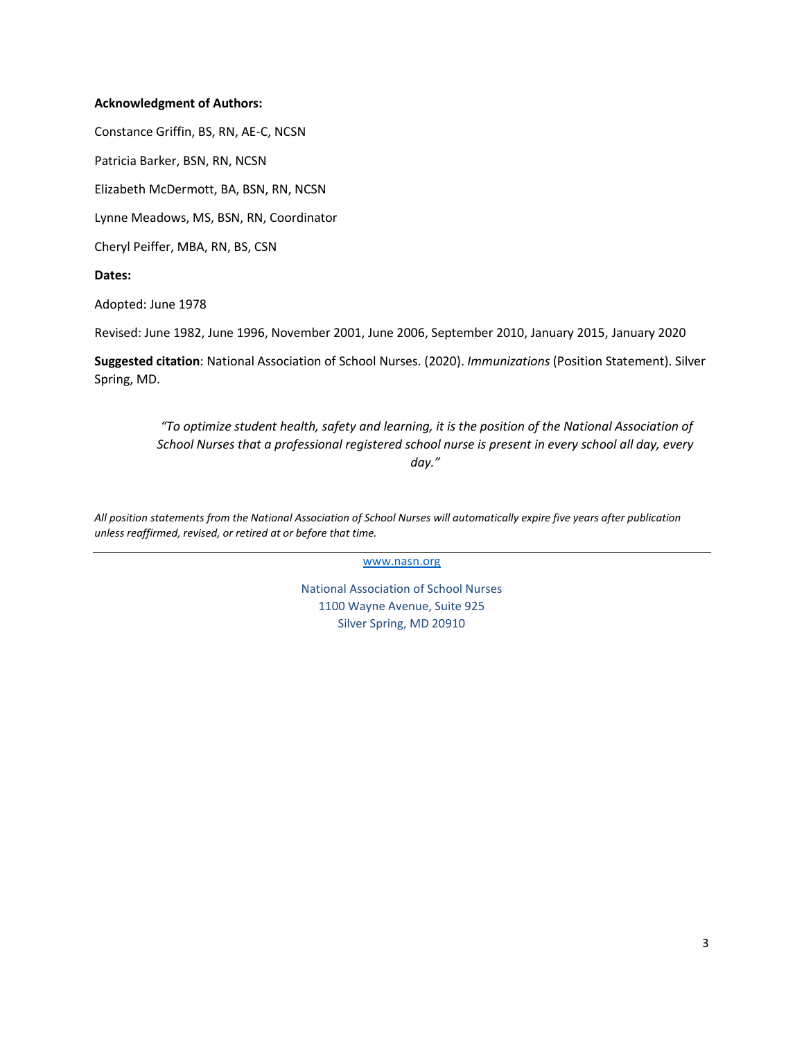**Acknowledgment of Authors:**

Constance Griffin, BS, RN, AE-C, NCSN

Patricia Barker, BSN, RN, NCSN

Elizabeth McDermott, BA, BSN, RN, NCSN

Lynne Meadows, MS, BSN, RN, Coordinator

Cheryl Peiffer, MBA, RN, BS, CSN

**Dates:**

Adopted: June 1978

Revised: June 1982, June 1996, November 2001, June 2006, September 2010, January 2015, January 2020

**Suggested citation**: National Association of School Nurses. (2020). *Immunizations* (Position Statement). Silver Spring, MD.

> *"To optimize student health, safety and learning, it is the position of the National Association of School Nurses that a professional registered school nurse is present in every school all day, every day."*

*All position statements from the National Association of School Nurses will automatically expire five years after publication unless reaffirmed, revised, or retired at or before that time.*

---

www.nasn.org

National Association of School Nurses
1100 Wayne Avenue, Suite 925
Silver Spring, MD 20910